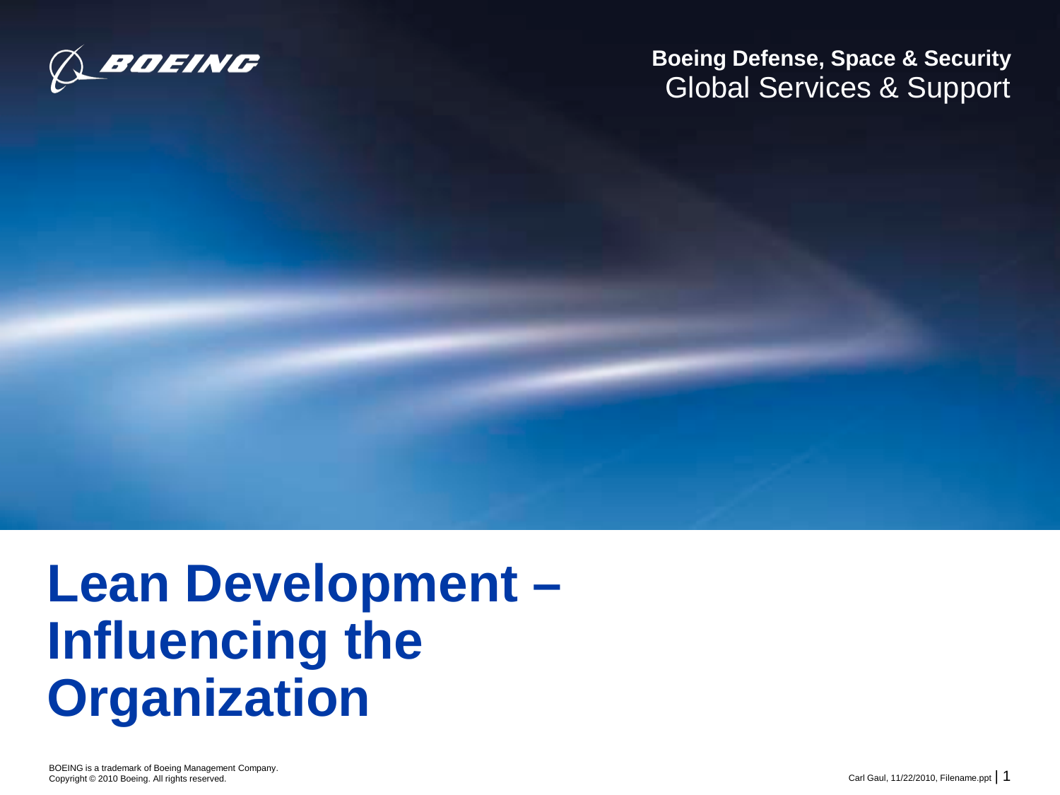Boeing Defense, Space & Security
Global Services & Support

# Lean Development – Influencing the Organization

BOEING is a trademark of Boeing Management Company.
Copyright © 2010 Boeing. All rights reserved.

Carl Gaul, 11/22/2010, Filename.ppt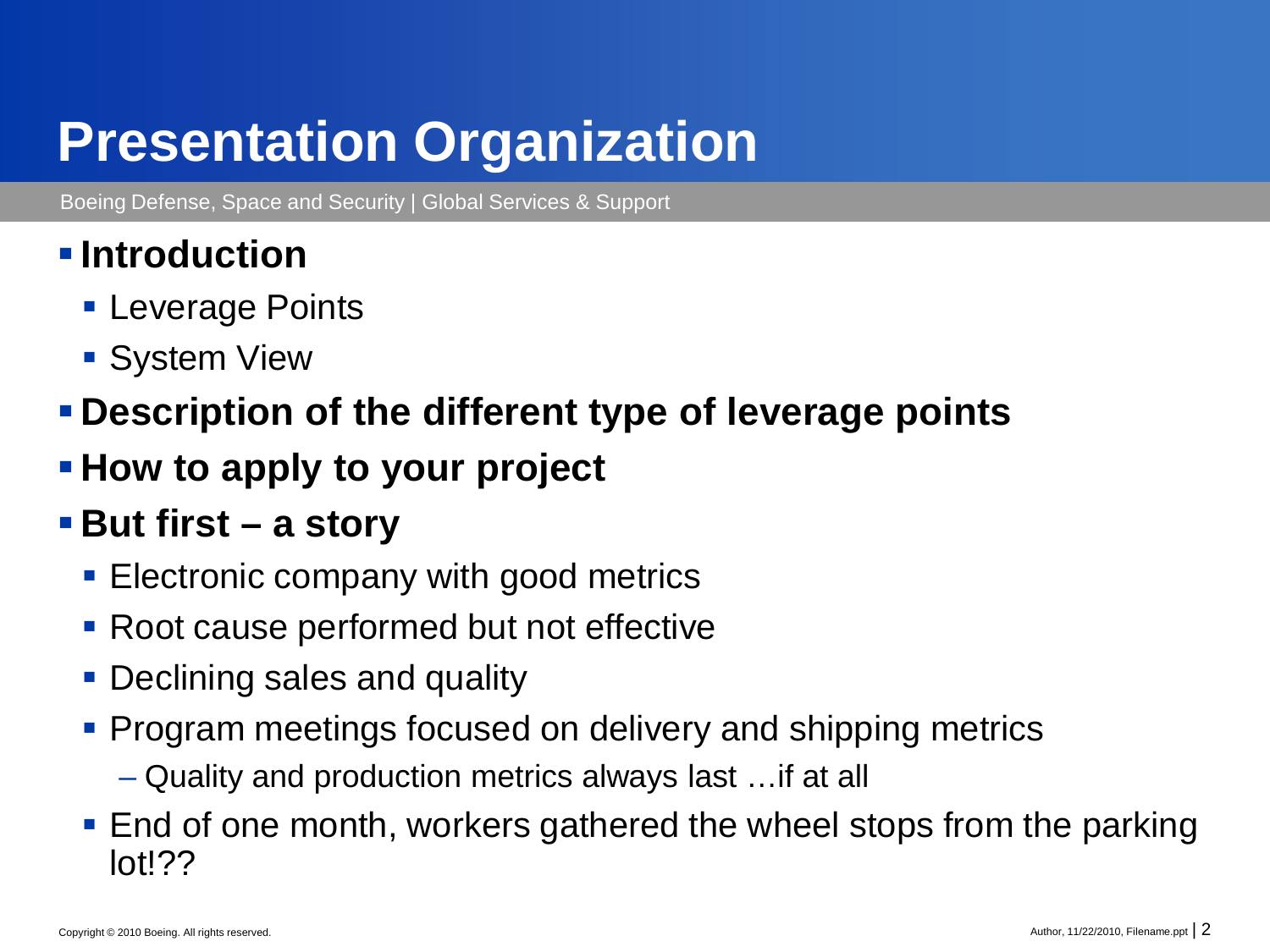# Presentation Organization

Boeing Defense, Space and Security | Global Services & Support

- **Introduction**
  - Leverage Points
  - System View
- **Description of the different type of leverage points**
- **How to apply to your project**
- **But first – a story**
  - Electronic company with good metrics
  - Root cause performed but not effective
  - Declining sales and quality
  - Program meetings focused on delivery and shipping metrics
    - Quality and production metrics always last …if at all
  - End of one month, workers gathered the wheel stops from the parking lot!??

Copyright © 2010 Boeing. All rights reserved.

Author, 11/22/2010, Filename.ppt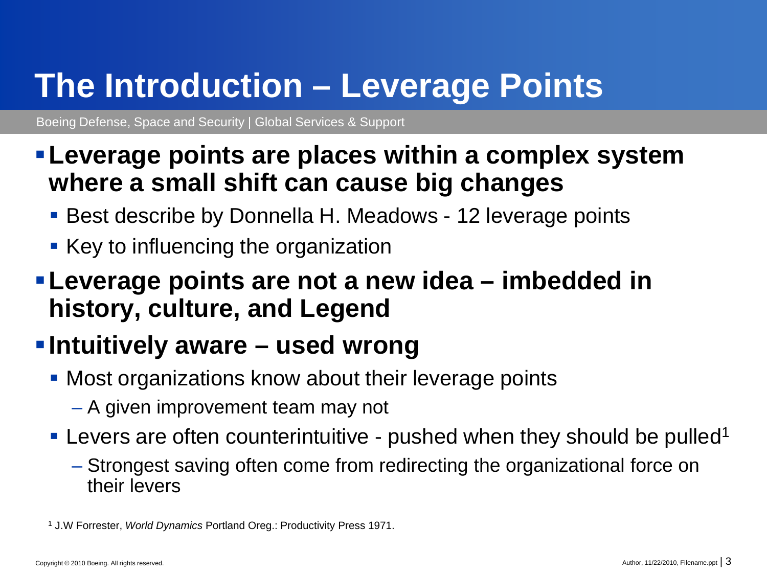# The Introduction – Leverage Points

Boeing Defense, Space and Security | Global Services & Support

- **Leverage points are places within a complex system where a small shift can cause big changes**
  - Best describe by Donnella H. Meadows - 12 leverage points
  - Key to influencing the organization
- **Leverage points are not a new idea – imbedded in history, culture, and Legend**
- **Intuitively aware – used wrong**
  - Most organizations know about their leverage points
    - A given improvement team may not
  - Levers are often counterintuitive - pushed when they should be pulled[1]
    - Strongest saving often come from redirecting the organizational force on their levers

[1] J.W Forrester, *World Dynamics* Portland Oreg.: Productivity Press 1971.

Copyright © 2010 Boeing. All rights reserved.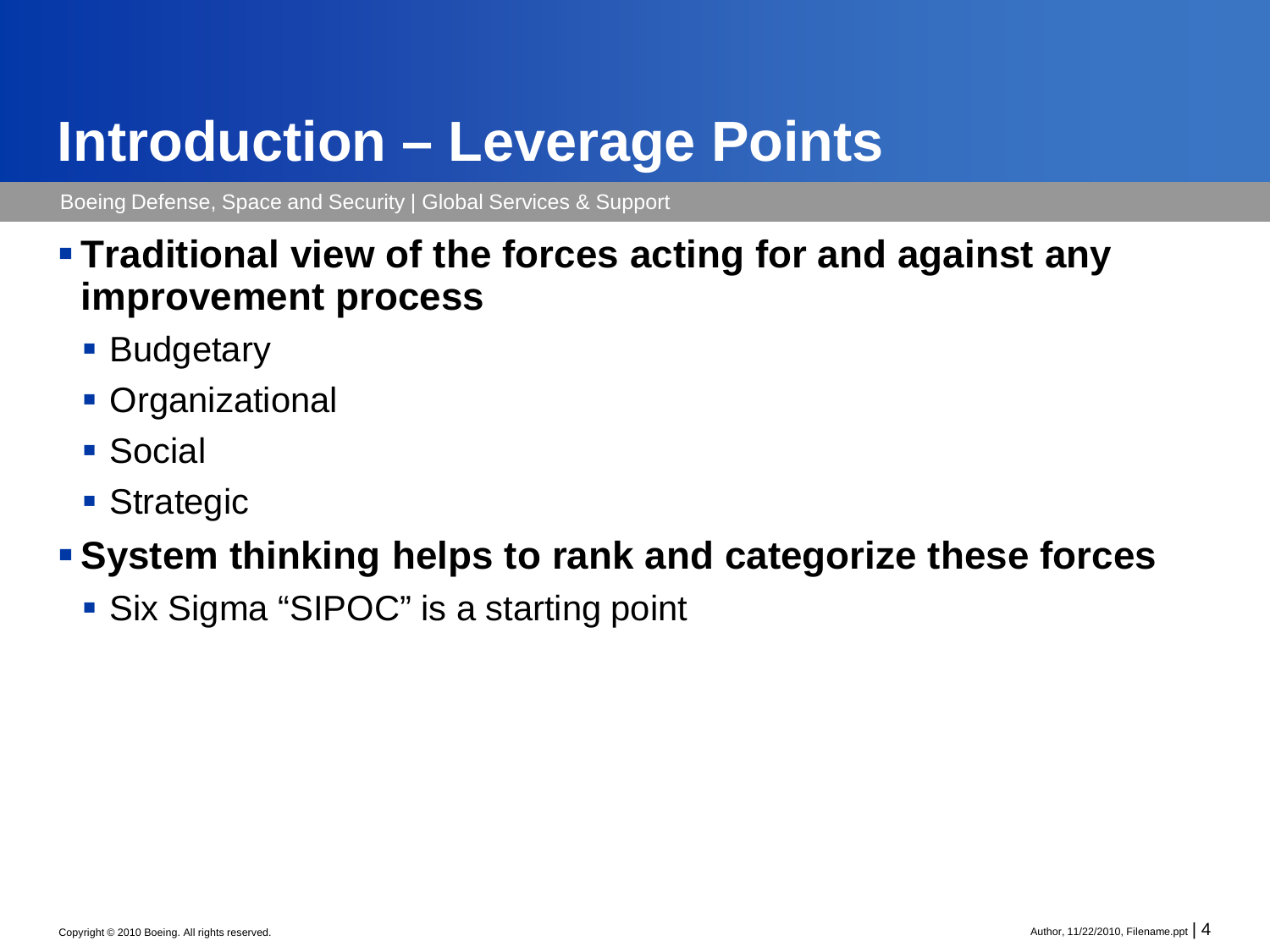# Introduction – Leverage Points

Boeing Defense, Space and Security | Global Services & Support

- **Traditional view of the forces acting for and against any improvement process**
  - Budgetary
  - Organizational
  - Social
  - Strategic
- **System thinking helps to rank and categorize these forces**
  - Six Sigma “SIPOC” is a starting point

Copyright © 2010 Boeing. All rights reserved.

Author, 11/22/2010, Filename.ppt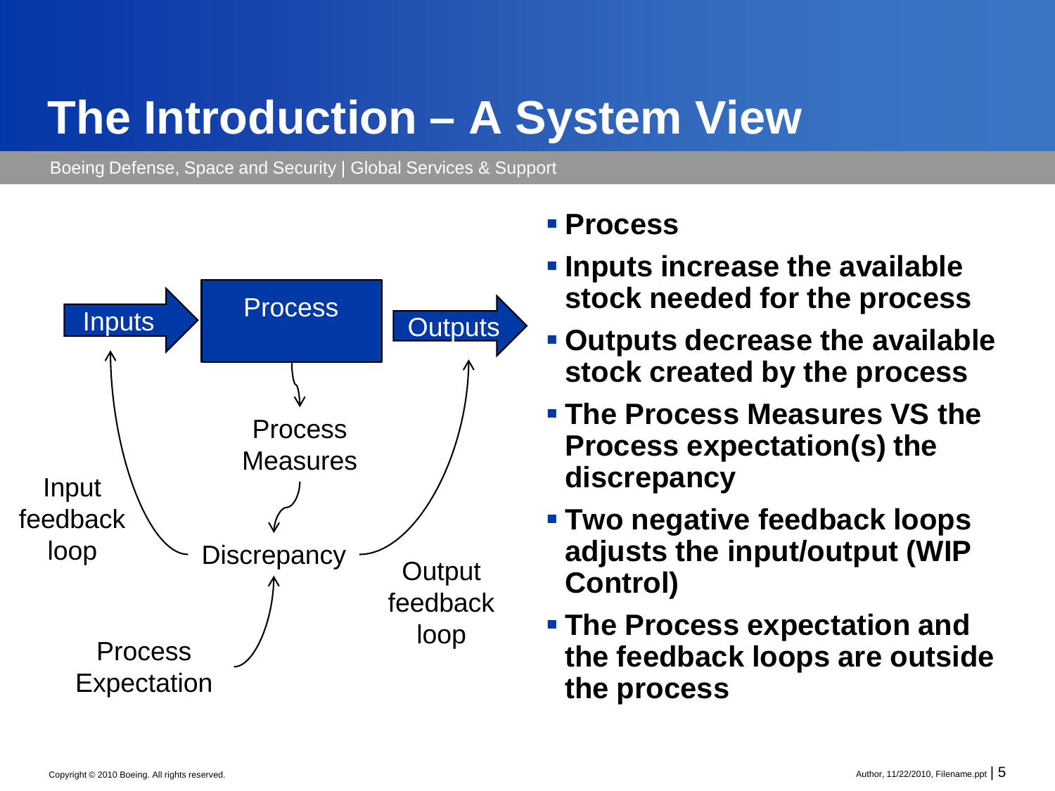# The Introduction – A System View

Inputs → Process → Outputs

Process Measures

Discrepancy

Process Expectation

Input feedback loop

Output feedback loop

- **Process**
- **Inputs increase the available stock needed for the process**
- **Outputs decrease the available stock created by the process**
- **The Process Measures VS the Process expectation(s) the discrepancy**
- **Two negative feedback loops adjusts the input/output (WIP Control)**
- **The Process expectation and the feedback loops are outside the process**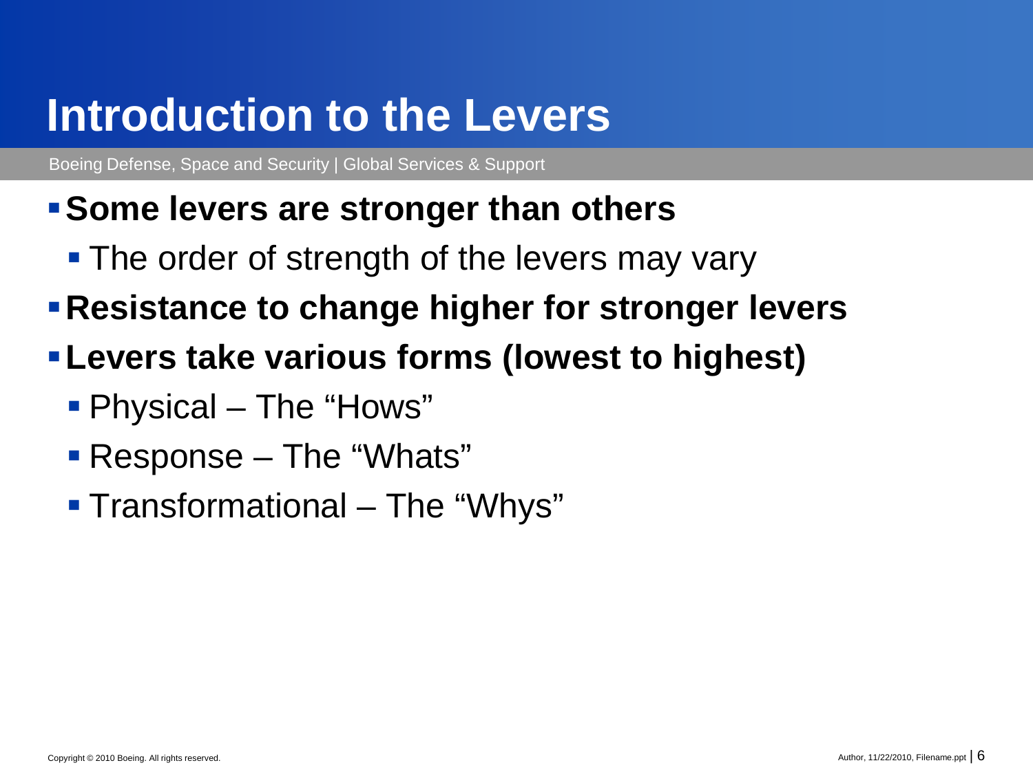# Introduction to the Levers

Boeing Defense, Space and Security | Global Services & Support

- **Some levers are stronger than others**
  - The order of strength of the levers may vary
- **Resistance to change higher for stronger levers**
- **Levers take various forms (lowest to highest)**
  - Physical – The "Hows"
  - Response – The "Whats"
  - Transformational – The "Whys"

Copyright © 2010 Boeing. All rights reserved.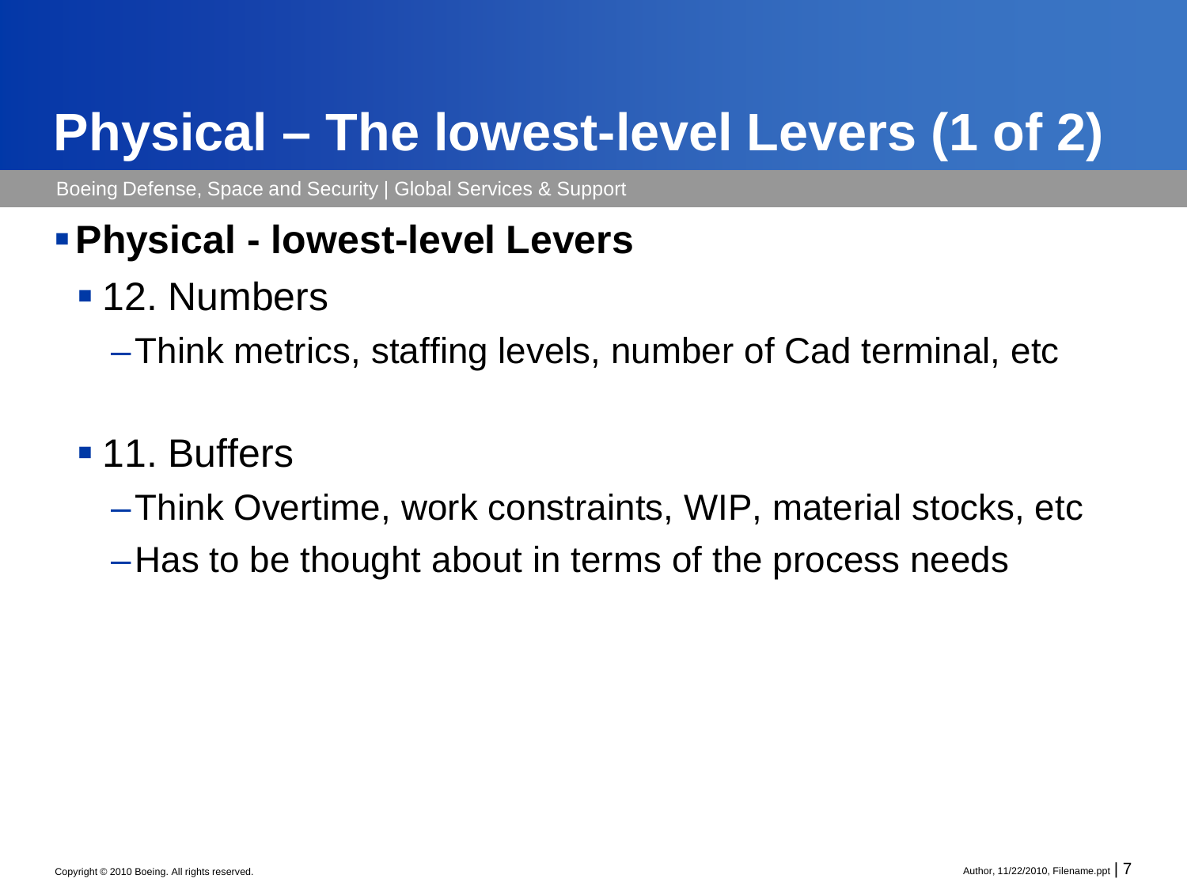# Physical – The lowest-level Levers (1 of 2)

- **Physical - lowest-level Levers**
  - 12. Numbers
    - Think metrics, staffing levels, number of Cad terminal, etc
  - 11. Buffers
    - Think Overtime, work constraints, WIP, material stocks, etc
    - Has to be thought about in terms of the process needs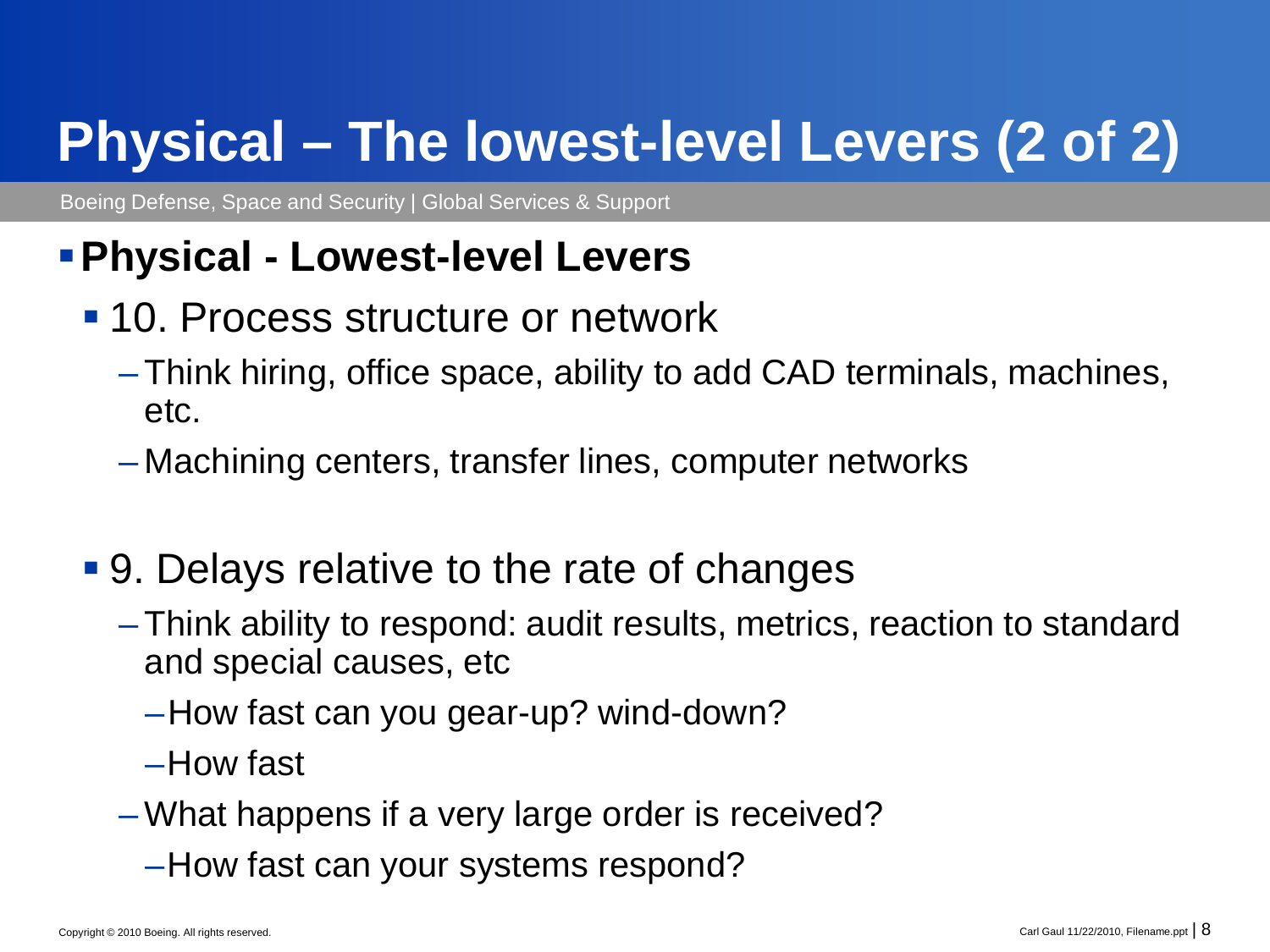# Physical – The lowest-level Levers (2 of 2)

Boeing Defense, Space and Security | Global Services & Support

- **Physical - Lowest-level Levers**
  - 10. Process structure or network
    - Think hiring, office space, ability to add CAD terminals, machines, etc.
    - Machining centers, transfer lines, computer networks
  - 9. Delays relative to the rate of changes
    - Think ability to respond: audit results, metrics, reaction to standard and special causes, etc
      - How fast can you gear-up? wind-down?
      - How fast
    - What happens if a very large order is received?
      - How fast can your systems respond?

Copyright © 2010 Boeing. All rights reserved.

Carl Gaul 11/22/2010, Filename.ppt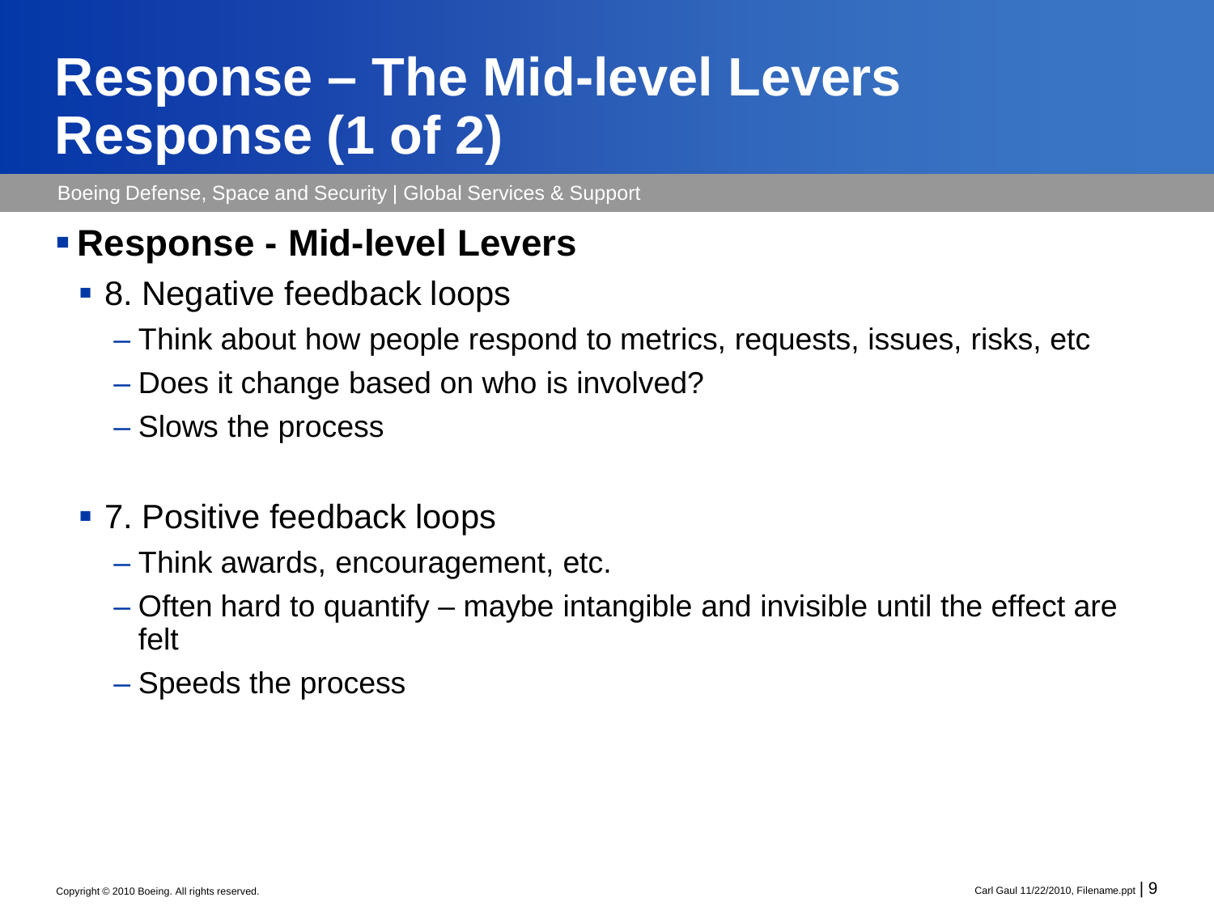# Response – The Mid-level Levers Response (1 of 2)

Boeing Defense, Space and Security | Global Services & Support

- **Response - Mid-level Levers**
  - 8. Negative feedback loops
    - Think about how people respond to metrics, requests, issues, risks, etc
    - Does it change based on who is involved?
    - Slows the process
  - 7. Positive feedback loops
    - Think awards, encouragement, etc.
    - Often hard to quantify – maybe intangible and invisible until the effect are felt
    - Speeds the process

Copyright © 2010 Boeing. All rights reserved.

Carl Gaul 11/22/2010, Filename.ppt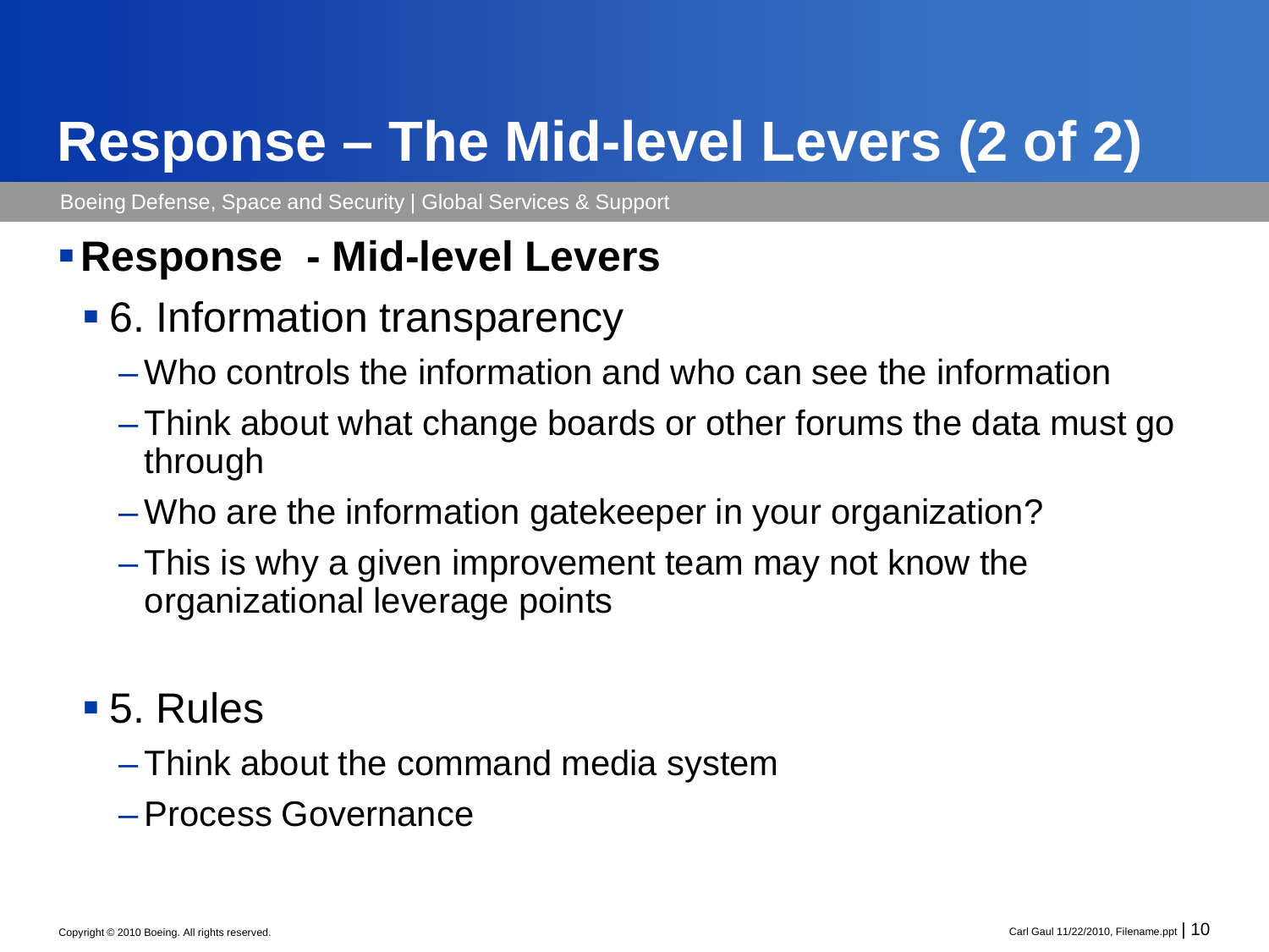# Response – The Mid-level Levers (2 of 2)

- **Response - Mid-level Levers**
  - 6. Information transparency
    - Who controls the information and who can see the information
    - Think about what change boards or other forums the data must go through
    - Who are the information gatekeeper in your organization?
    - This is why a given improvement team may not know the organizational leverage points
  - 5. Rules
    - Think about the command media system
    - Process Governance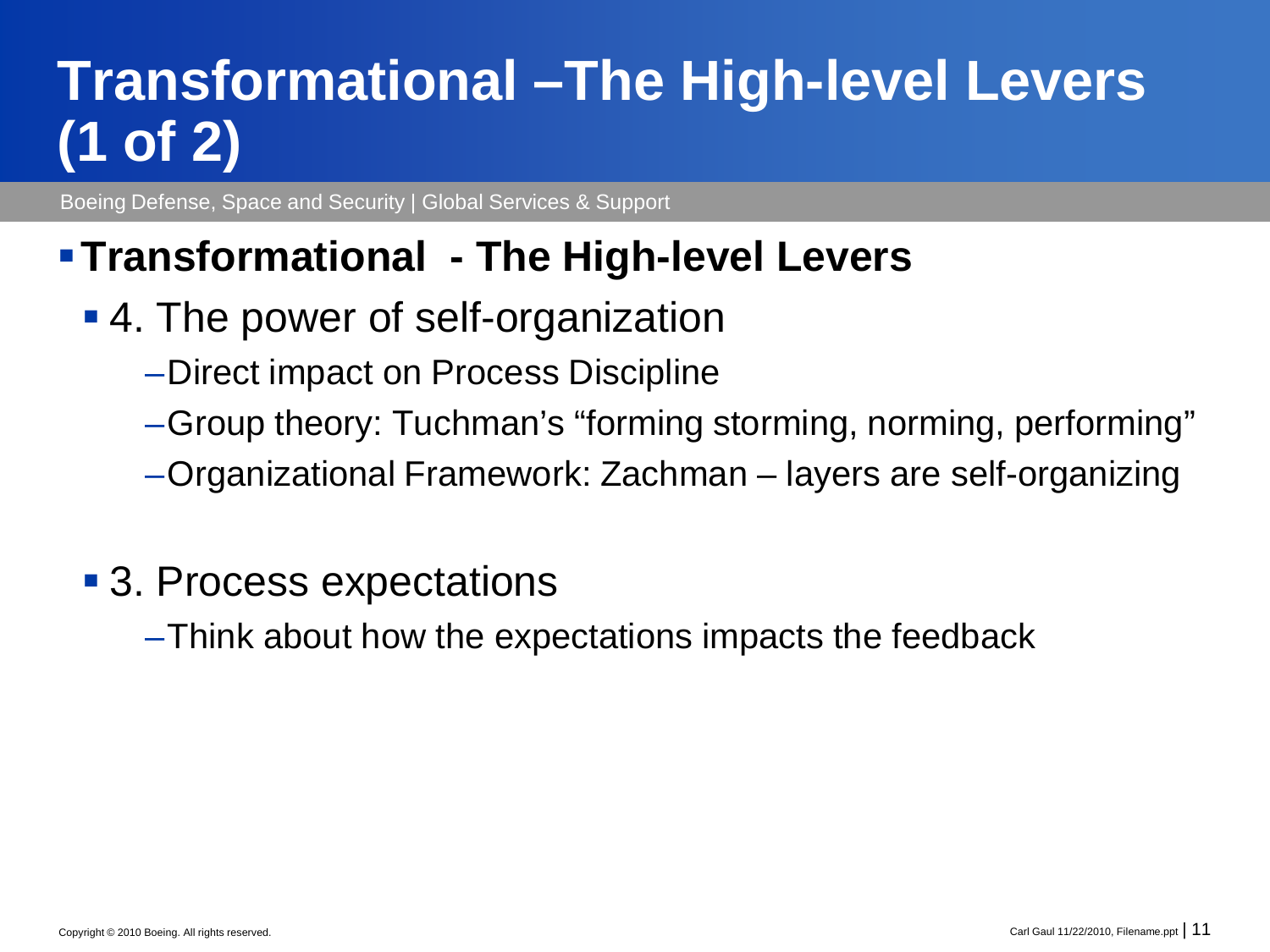# Transformational –The High-level Levers (1 of 2)

Boeing Defense, Space and Security | Global Services & Support

- **Transformational - The High-level Levers**
  - 4. The power of self-organization
    - Direct impact on Process Discipline
    - Group theory: Tuchman's "forming storming, norming, performing"
    - Organizational Framework: Zachman – layers are self-organizing
  - 3. Process expectations
    - Think about how the expectations impacts the feedback

Copyright © 2010 Boeing. All rights reserved.

Carl Gaul 11/22/2010, Filename.ppt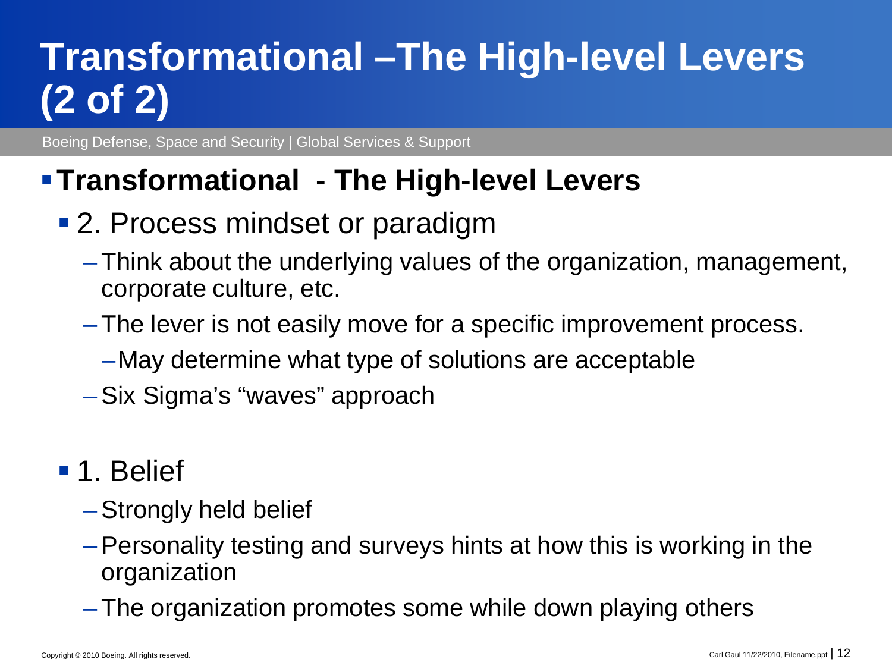# Transformational –The High-level Levers (2 of 2)

Boeing Defense, Space and Security | Global Services & Support

- **Transformational - The High-level Levers**
  - 2. Process mindset or paradigm
    - Think about the underlying values of the organization, management, corporate culture, etc.
    - The lever is not easily move for a specific improvement process.
      - May determine what type of solutions are acceptable
    - Six Sigma's "waves" approach
  - 1. Belief
    - Strongly held belief
    - Personality testing and surveys hints at how this is working in the organization
    - The organization promotes some while down playing others

Copyright © 2010 Boeing. All rights reserved.

Carl Gaul 11/22/2010, Filename.ppt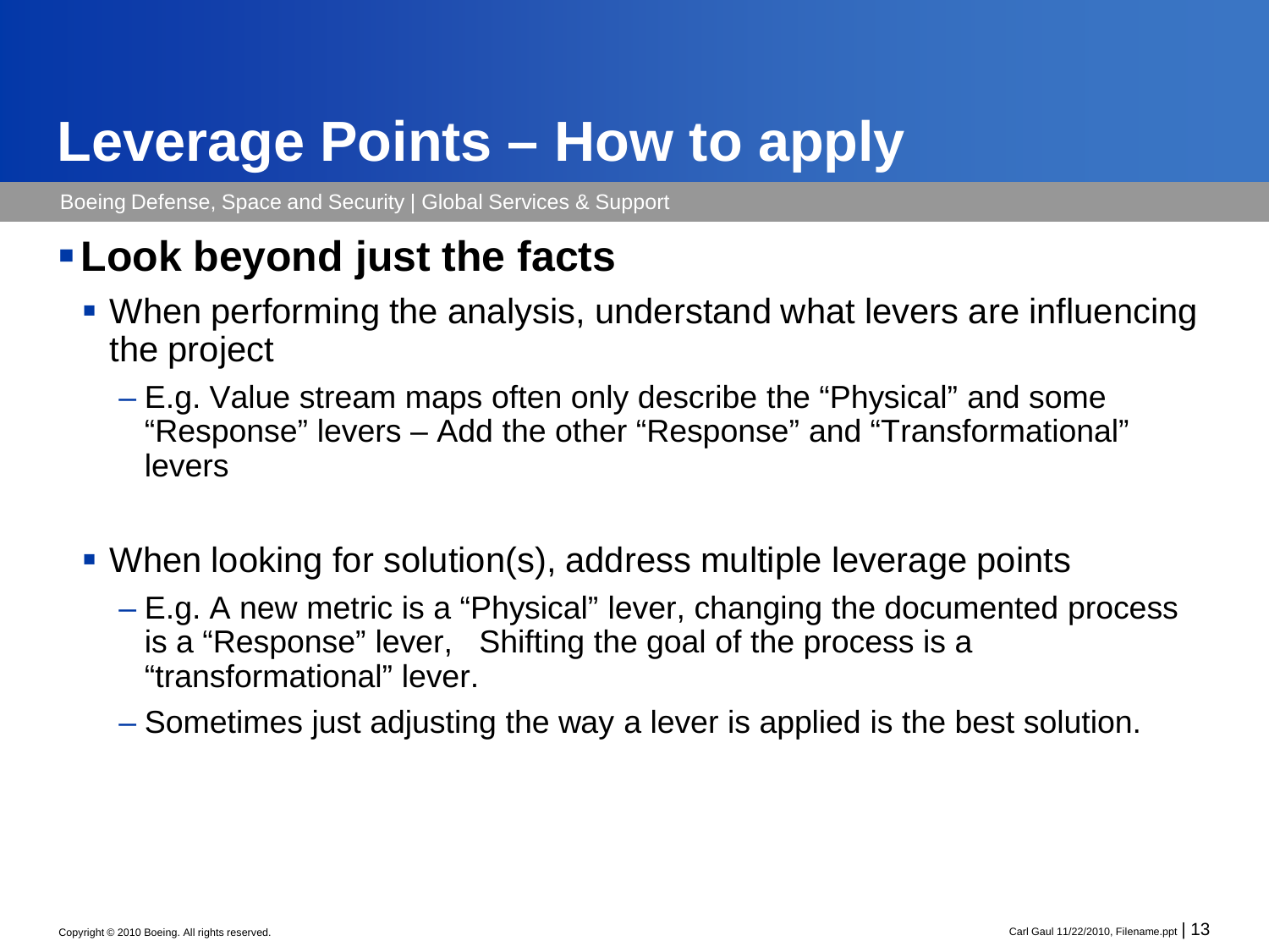# Leverage Points – How to apply

- **Look beyond just the facts**
  - When performing the analysis, understand what levers are influencing the project
    - E.g. Value stream maps often only describe the "Physical" and some "Response" levers – Add the other "Response" and "Transformational" levers
  - When looking for solution(s), address multiple leverage points
    - E.g. A new metric is a "Physical" lever, changing the documented process is a "Response" lever, Shifting the goal of the process is a "transformational" lever.
    - Sometimes just adjusting the way a lever is applied is the best solution.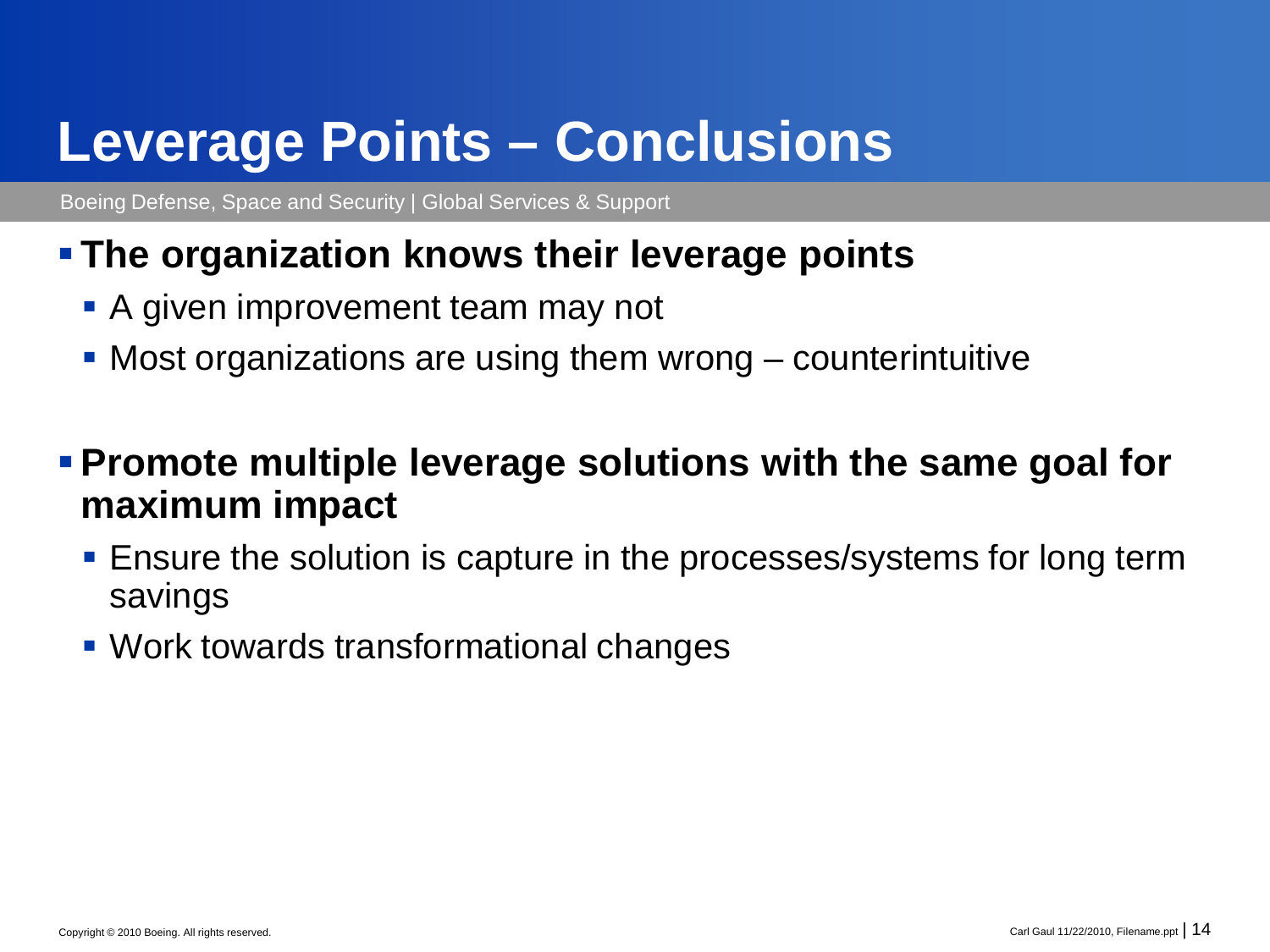# Leverage Points – Conclusions

Boeing Defense, Space and Security | Global Services & Support

- **The organization knows their leverage points**
  - A given improvement team may not
  - Most organizations are using them wrong – counterintuitive
- **Promote multiple leverage solutions with the same goal for maximum impact**
  - Ensure the solution is capture in the processes/systems for long term savings
  - Work towards transformational changes

Copyright © 2010 Boeing. All rights reserved.

Carl Gaul 11/22/2010, Filename.ppt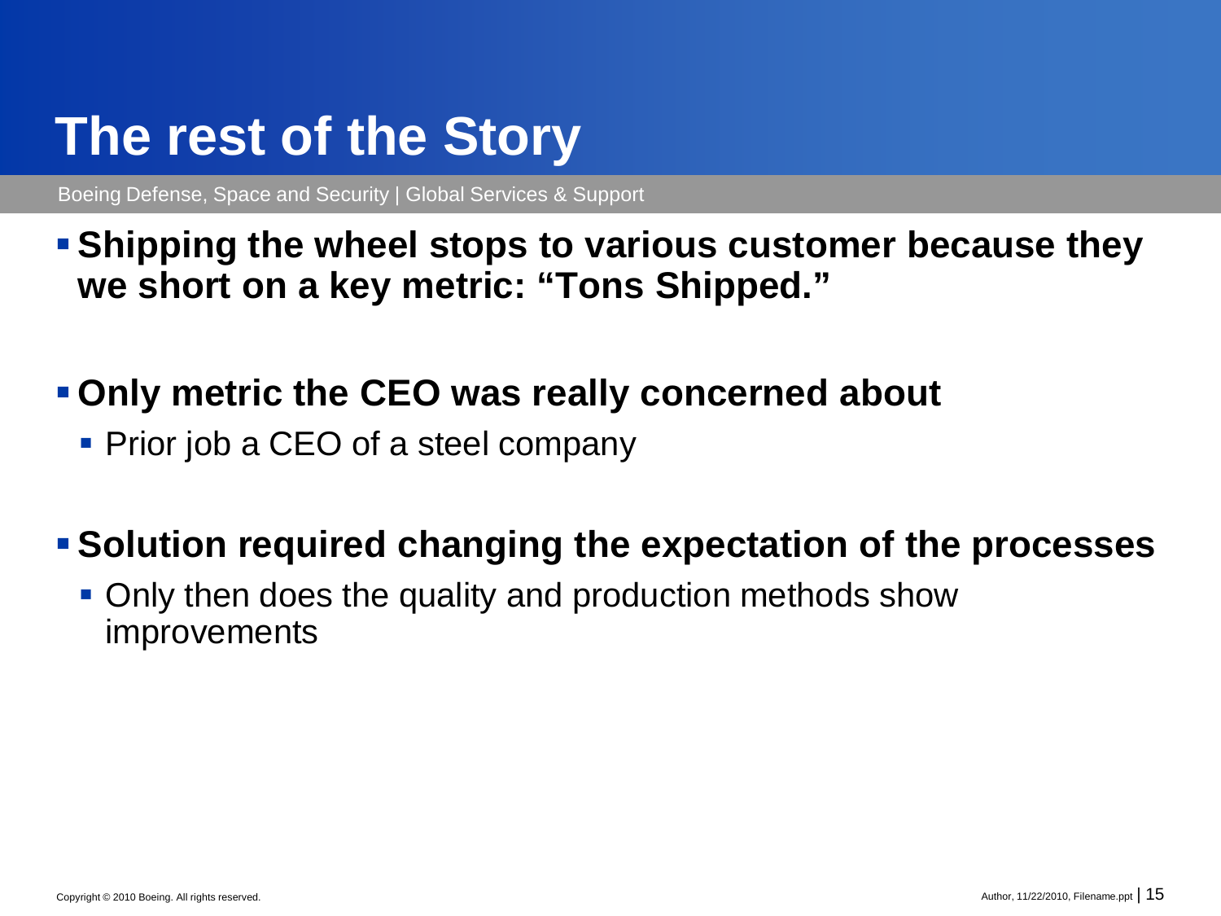# The rest of the Story

Boeing Defense, Space and Security | Global Services & Support

- **Shipping the wheel stops to various customer because they we short on a key metric: "Tons Shipped."**

- **Only metric the CEO was really concerned about**
  - Prior job a CEO of a steel company

- **Solution required changing the expectation of the processes**
  - Only then does the quality and production methods show improvements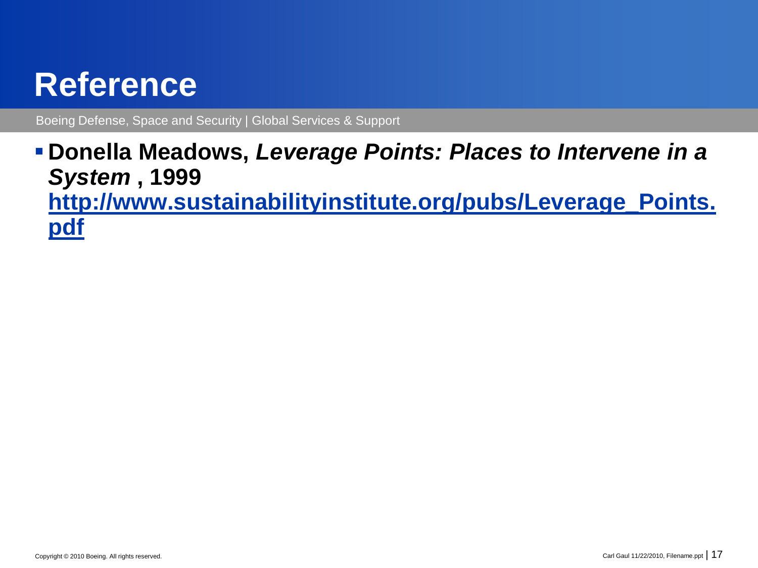# Reference

Boeing Defense, Space and Security | Global Services & Support

- **Donella Meadows, *Leverage Points: Places to Intervene in a System* , 1999** **[http://www.sustainabilityinstitute.org/pubs/Leverage_Points.pdf](http://www.sustainabilityinstitute.org/pubs/Leverage_Points.pdf)**

Copyright © 2010 Boeing. All rights reserved.

Carl Gaul 11/22/2010, Filename.ppt